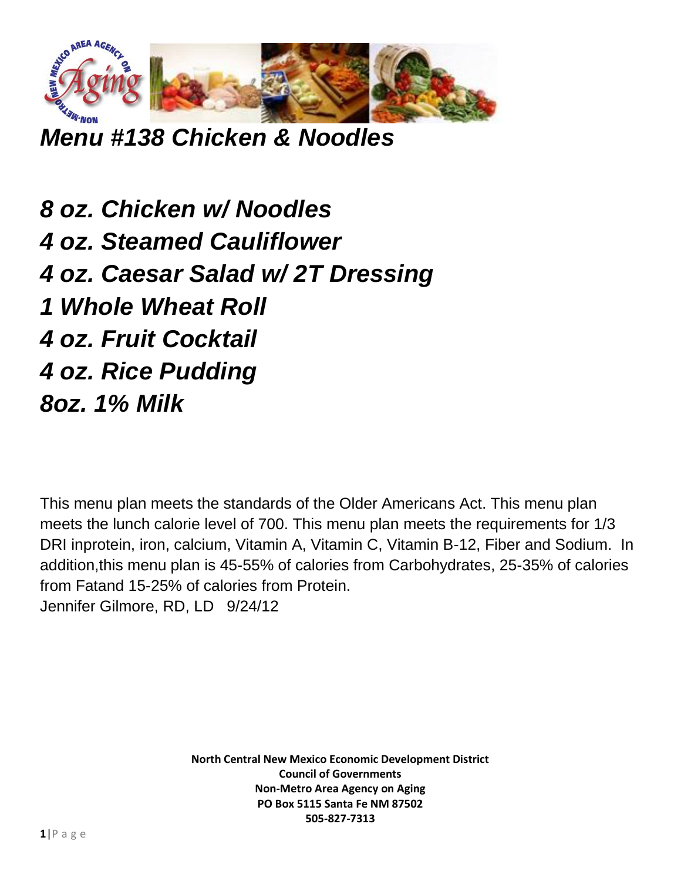# *Menu #138 Chicken & Noodles*

***8 oz. Chicken w/ Noodles***
***4 oz. Steamed Cauliflower***
***4 oz. Caesar Salad w/ 2T Dressing***
***1 Whole Wheat Roll***
***4 oz. Fruit Cocktail***
***4 oz. Rice Pudding***
***8oz. 1% Milk***

This menu plan meets the standards of the Older Americans Act. This menu plan meets the lunch calorie level of 700. This menu plan meets the requirements for 1/3 DRI inprotein, iron, calcium, Vitamin A, Vitamin C, Vitamin B-12, Fiber and Sodium. In addition,this menu plan is 45-55% of calories from Carbohydrates, 25-35% of calories from Fatand 15-25% of calories from Protein.
Jennifer Gilmore, RD, LD 9/24/12

**North Central New Mexico Economic Development District**
**Council of Governments**
**Non-Metro Area Agency on Aging**
**PO Box 5115 Santa Fe NM 87502**
**505-827-7313**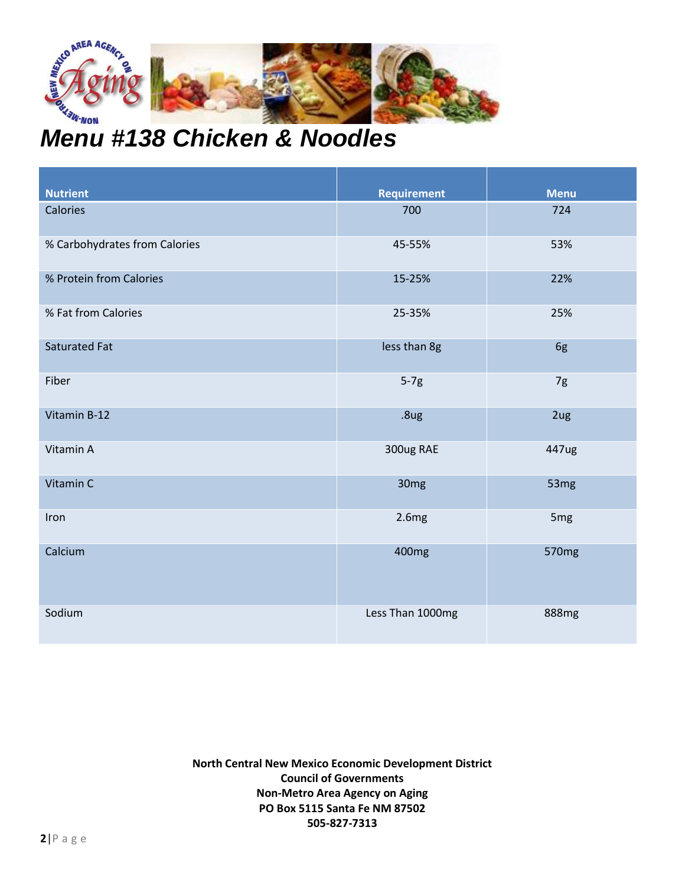# Menu #138 Chicken & Noodles

| Nutrient | Requirement | Menu |
|---|---|---|
| Calories | 700 | 724 |
| % Carbohydrates from Calories | 45-55% | 53% |
| % Protein from Calories | 15-25% | 22% |
| % Fat from Calories | 25-35% | 25% |
| Saturated Fat | less than 8g | 6g |
| Fiber | 5-7g | 7g |
| Vitamin B-12 | .8ug | 2ug |
| Vitamin A | 300ug RAE | 447ug |
| Vitamin C | 30mg | 53mg |
| Iron | 2.6mg | 5mg |
| Calcium | 400mg | 570mg |
| Sodium | Less Than 1000mg | 888mg |

**North Central New Mexico Economic Development District**
**Council of Governments**
**Non-Metro Area Agency on Aging**
**PO Box 5115 Santa Fe NM 87502**
**505-827-7313**